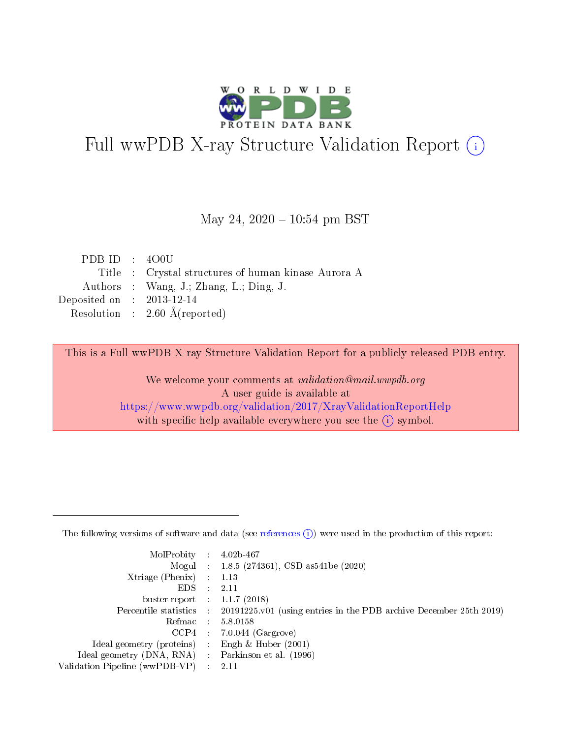# Full wwPDB X-ray Structure Validation Report (i)

May 24, 2020 – 10:54 pm BST

| | | |
|---|---|---|
| PDB ID | : | 4O0U |
| Title | : | Crystal structures of human kinase Aurora A |
| Authors | : | Wang, J.; Zhang, L.; Ding, J. |
| Deposited on | : | 2013-12-14 |
| Resolution | : | 2.60 Å(reported) |

This is a Full wwPDB X-ray Structure Validation Report for a publicly released PDB entry.

We welcome your comments at *validation@mail.wwpdb.org*
A user guide is available at
https://www.wwpdb.org/validation/2017/XrayValidationReportHelp
with specific help available everywhere you see the (i) symbol.

---

The following versions of software and data (see references (i)) were used in the production of this report:

| | | |
|---|---|---|
| MolProbity | : | 4.02b-467 |
| Mogul | : | 1.8.5 (274361), CSD as541be (2020) |
| Xtriage (Phenix) | : | 1.13 |
| EDS | : | 2.11 |
| buster-report | : | 1.1.7 (2018) |
| Percentile statistics | : | 20191225.v01 (using entries in the PDB archive December 25th 2019) |
| Refmac | : | 5.8.0158 |
| CCP4 | : | 7.0.044 (Gargrove) |
| Ideal geometry (proteins) | : | Engh & Huber (2001) |
| Ideal geometry (DNA, RNA) | : | Parkinson et al. (1996) |
| Validation Pipeline (wwPDB-VP) | : | 2.11 |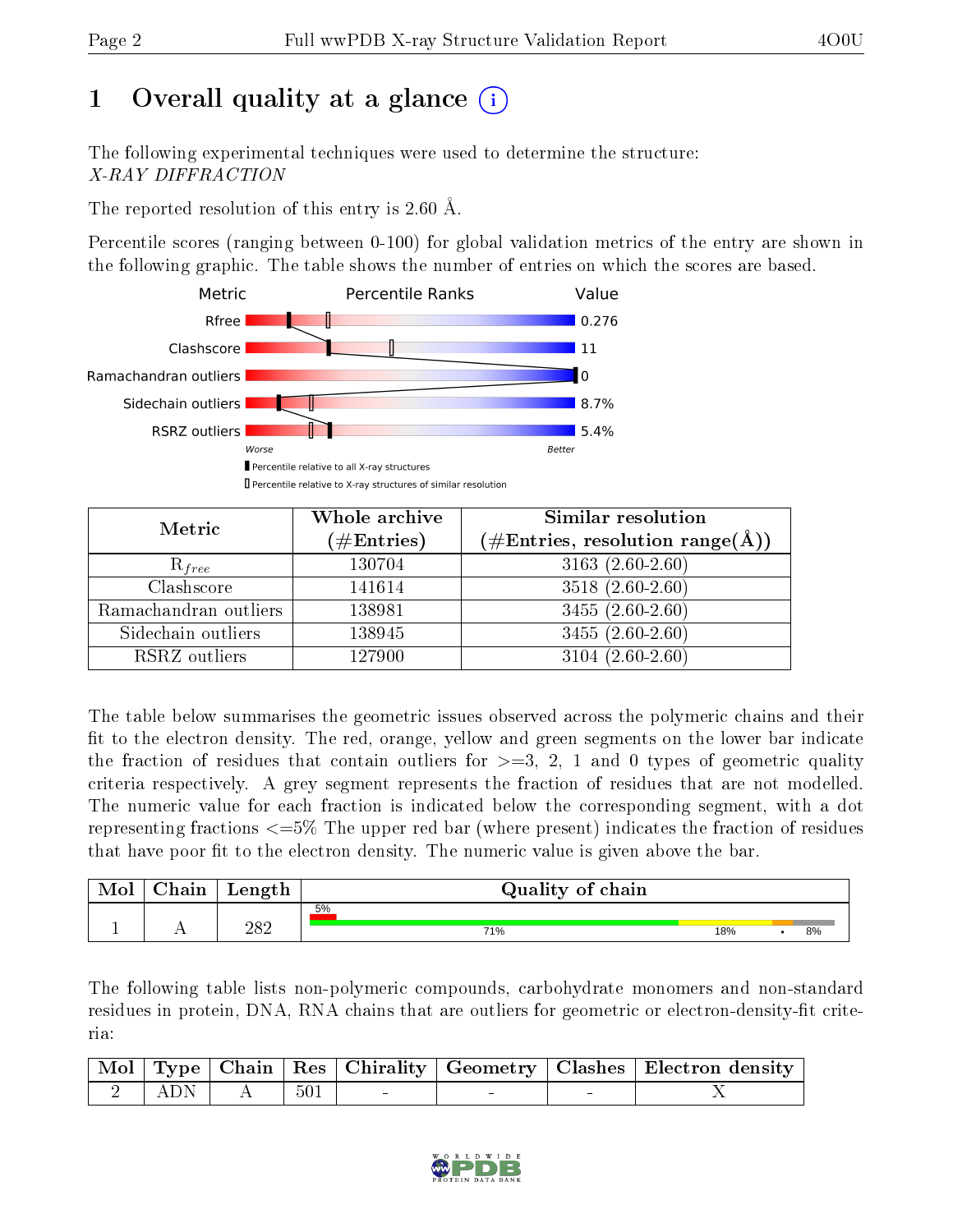# 1 Overall quality at a glance (i)

The following experimental techniques were used to determine the structure:
*X-RAY DIFFRACTION*

The reported resolution of this entry is 2.60 Å.

Percentile scores (ranging between 0-100) for global validation metrics of the entry are shown in the following graphic. The table shows the number of entries on which the scores are based.

| Metric | Value |
|---|---|
| Rfree | 0.276 |
| Clashscore | 11 |
| Ramachandran outliers | 0 |
| Sidechain outliers | 8.7% |
| RSRZ outliers | 5.4% |

Worse — Better

▮ Percentile relative to all X-ray structures
▯ Percentile relative to X-ray structures of similar resolution

| Metric | Whole archive (#Entries) | Similar resolution (#Entries, resolution range(Å)) |
|---|---|---|
| $R_{free}$ | 130704 | 3163 (2.60-2.60) |
| Clashscore | 141614 | 3518 (2.60-2.60) |
| Ramachandran outliers | 138981 | 3455 (2.60-2.60) |
| Sidechain outliers | 138945 | 3455 (2.60-2.60) |
| RSRZ outliers | 127900 | 3104 (2.60-2.60) |

The table below summarises the geometric issues observed across the polymeric chains and their fit to the electron density. The red, orange, yellow and green segments on the lower bar indicate the fraction of residues that contain outliers for >=3, 2, 1 and 0 types of geometric quality criteria respectively. A grey segment represents the fraction of residues that are not modelled. The numeric value for each fraction is indicated below the corresponding segment, with a dot representing fractions <=5% The upper red bar (where present) indicates the fraction of residues that have poor fit to the electron density. The numeric value is given above the bar.

| Mol | Chain | Length | Quality of chain |
|---|---|---|---|
| 1 | A | 282 | 5% (poor fit); 71% green, 18% yellow, • orange, 8% grey |

The following table lists non-polymeric compounds, carbohydrate monomers and non-standard residues in protein, DNA, RNA chains that are outliers for geometric or electron-density-fit criteria:

| Mol | Type | Chain | Res | Chirality | Geometry | Clashes | Electron density |
|---|---|---|---|---|---|---|---|
| 2 | ADN | A | 501 | - | - | - | X |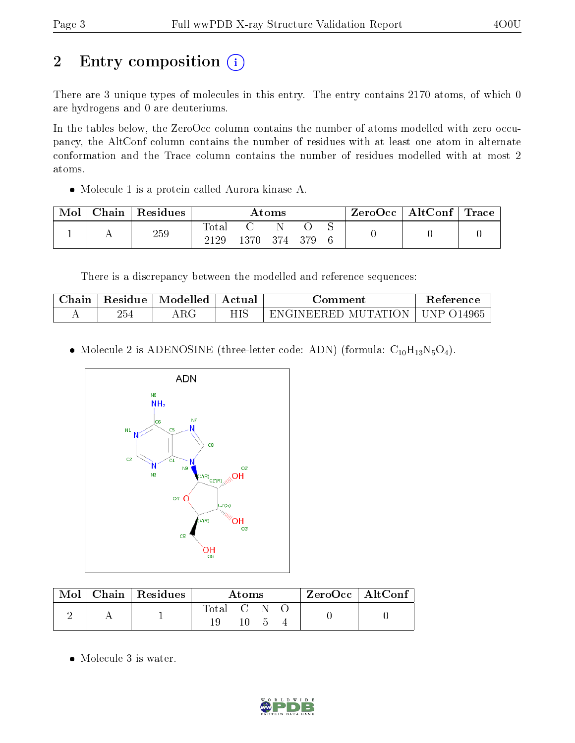# 2 Entry composition

There are 3 unique types of molecules in this entry. The entry contains 2170 atoms, of which 0 are hydrogens and 0 are deuteriums.

In the tables below, the ZeroOcc column contains the number of atoms modelled with zero occupancy, the AltConf column contains the number of residues with at least one atom in alternate conformation and the Trace column contains the number of residues modelled with at most 2 atoms.

- Molecule 1 is a protein called Aurora kinase A.

| Mol | Chain | Residues | Atoms | | | | | ZeroOcc | AltConf | Trace |
|---|---|---|---|---|---|---|---|---|---|---|
| 1 | A | 259 | Total<br>2129 | C<br>1370 | N<br>374 | O<br>379 | S<br>6 | 0 | 0 | 0 |

There is a discrepancy between the modelled and reference sequences:

| Chain | Residue | Modelled | Actual | Comment | Reference |
|---|---|---|---|---|---|
| A | 254 | ARG | HIS | ENGINEERED MUTATION | UNP O14965 |

- Molecule 2 is ADENOSINE (three-letter code: ADN) (formula: $C_{10}H_{13}N_5O_4$).

| Mol | Chain | Residues | Atoms | | | | ZeroOcc | AltConf |
|---|---|---|---|---|---|---|---|---|
| 2 | A | 1 | Total<br>19 | C<br>10 | N<br>5 | O<br>4 | 0 | 0 |

- Molecule 3 is water.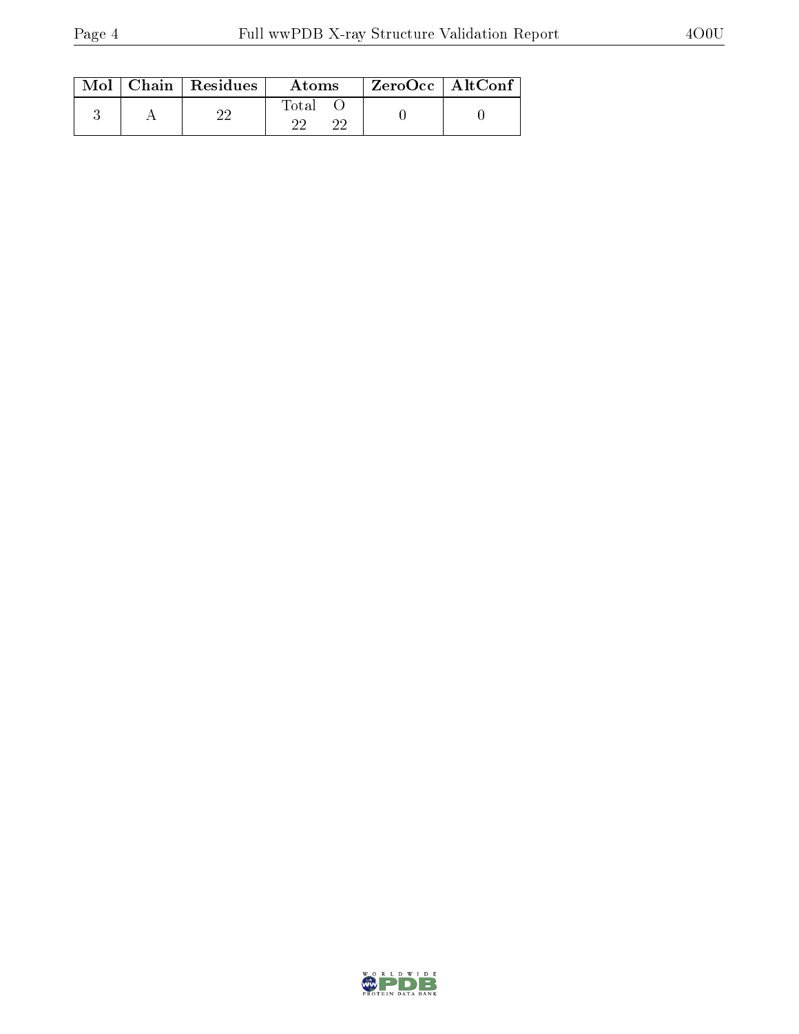| Mol | Chain | Residues | Atoms | | ZeroOcc | AltConf |
|---|---|---|---|---|---|---|
| | | | Total | O | | |
| 3 | A | 22 | 22 | 22 | 0 | 0 |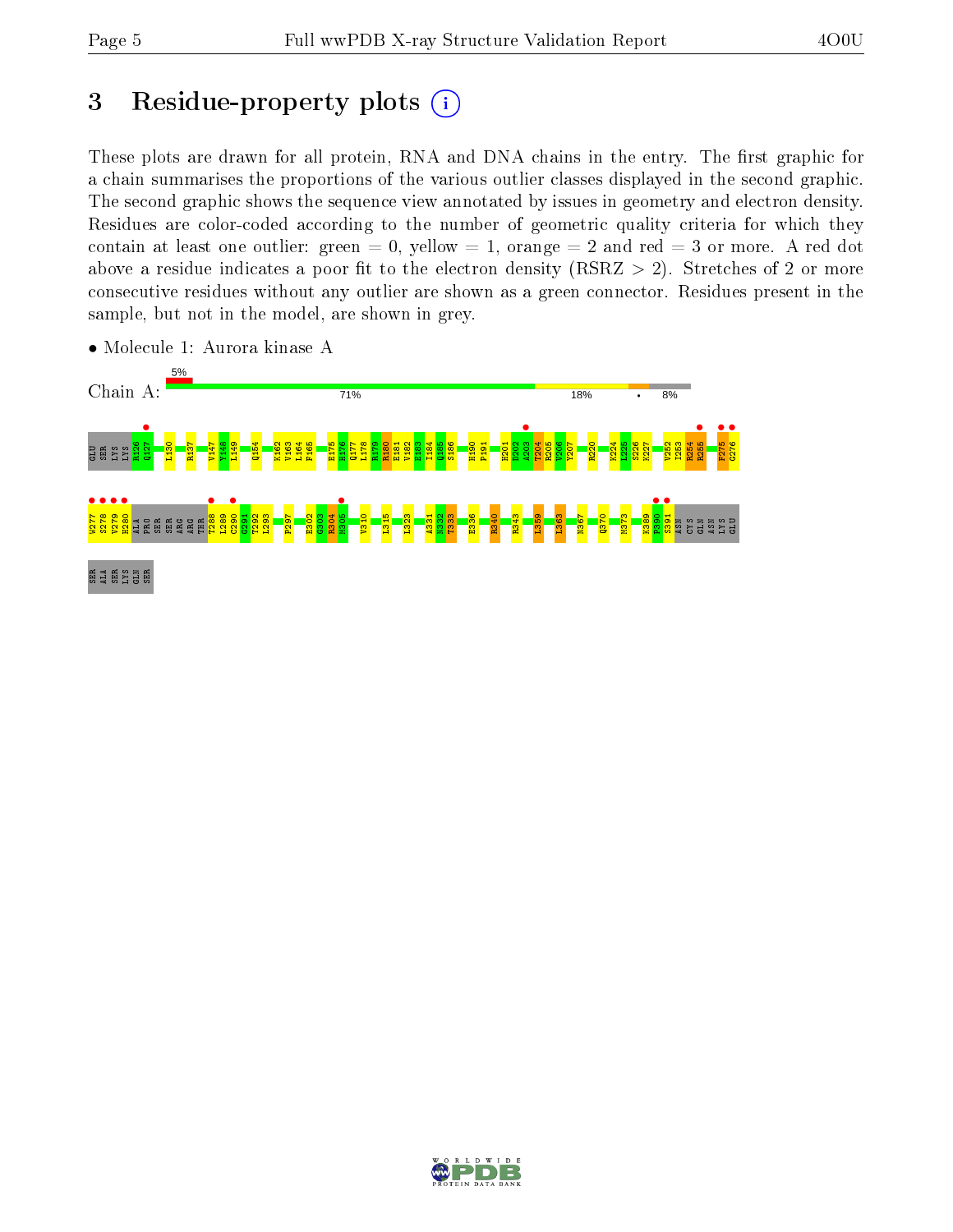# 3 Residue-property plots (i)

These plots are drawn for all protein, RNA and DNA chains in the entry. The first graphic for a chain summarises the proportions of the various outlier classes displayed in the second graphic. The second graphic shows the sequence view annotated by issues in geometry and electron density. Residues are color-coded according to the number of geometric quality criteria for which they contain at least one outlier: green = 0, yellow = 1, orange = 2 and red = 3 or more. A red dot above a residue indicates a poor fit to the electron density (RSRZ > 2). Stretches of 2 or more consecutive residues without any outlier are shown as a green connector. Residues present in the sample, but not in the model, are shown in grey.

- Molecule 1: Aurora kinase A

Chain A: 5% | 71% | 18% | • | 8%

GLU SER LYS LYS R126 Q127 L130 R137 V147 Y148 L149 Q154 K162 V163 L164 F165 E175 H176 Q177 L178 R179 R180 E181 V182 E183 I184 Q185 S186 H190 P191 H201 D202 A203 T204 R205 V206 Y207 R220 K224 L225 S226 K227 V252 I253 R254 R255 F275 G276

W277 S278 V279 H280 ALA PRO SER SER ARG ARG THR T288 L289 C290 G291 T292 L293 P297 E302 G303 R304 M305 V310 L315 L323 A331 N332 T333 E336 R340 R343 L359 L363 N367 Q370 M373 K389 P390 S391 ASN CYS GLN ASN LYS GLU

SER ALA SER LYS GLN SER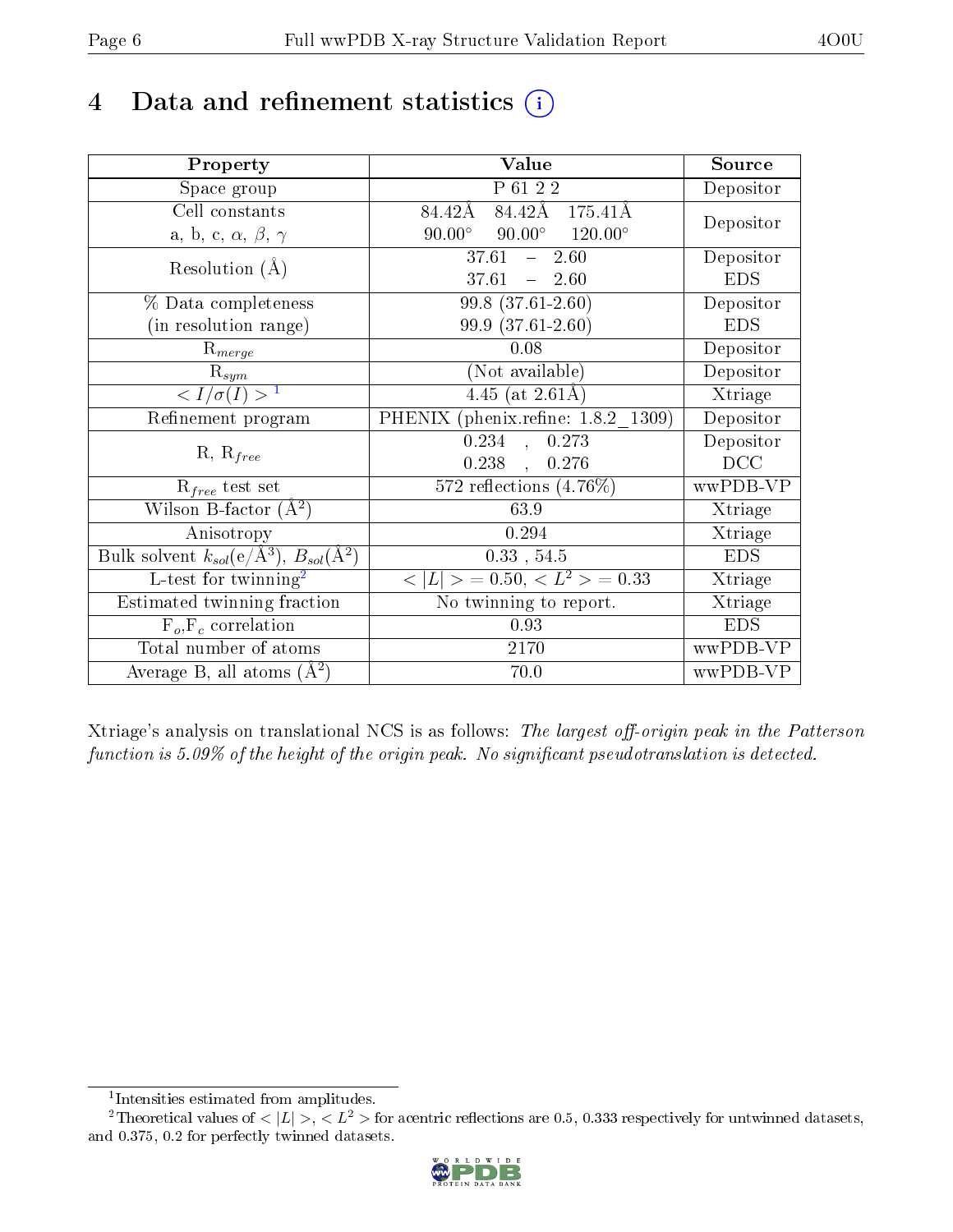# 4 Data and refinement statistics

| Property | Value | Source |
|---|---|---|
| Space group | P 61 2 2 | Depositor |
| Cell constants<br>a, b, c, $\alpha$, $\beta$, $\gamma$ | 84.42Å 84.42Å 175.41Å<br>90.00° 90.00° 120.00° | Depositor |
| Resolution (Å) | 37.61 – 2.60<br>37.61 – 2.60 | Depositor<br>EDS |
| % Data completeness<br>(in resolution range) | 99.8 (37.61-2.60)<br>99.9 (37.61-2.60) | Depositor<br>EDS |
| $R_{merge}$ | 0.08 | Depositor |
| $R_{sym}$ | (Not available) | Depositor |
| $< I/\sigma(I) >$ [1] | 4.45 (at 2.61Å) | Xtriage |
| Refinement program | PHENIX (phenix.refine: 1.8.2_1309) | Depositor |
| R, $R_{free}$ | 0.234 , 0.273<br>0.238 , 0.276 | Depositor<br>DCC |
| $R_{free}$ test set | 572 reflections (4.76%) | wwPDB-VP |
| Wilson B-factor (Å$^2$) | 63.9 | Xtriage |
| Anisotropy | 0.294 | Xtriage |
| Bulk solvent $k_{sol}$(e/Å$^3$), $B_{sol}$(Å$^2$) | 0.33 , 54.5 | EDS |
| L-test for twinning[2] | $< \|L\| > = 0.50$, $< L^2 > = 0.33$ | Xtriage |
| Estimated twinning fraction | No twinning to report. | Xtriage |
| $F_o$,$F_c$ correlation | 0.93 | EDS |
| Total number of atoms | 2170 | wwPDB-VP |
| Average B, all atoms (Å$^2$) | 70.0 | wwPDB-VP |

Xtriage's analysis on translational NCS is as follows: *The largest off-origin peak in the Patterson function is 5.09% of the height of the origin peak. No significant pseudotranslation is detected.*

[1] Intensities estimated from amplitudes.

[2] Theoretical values of $<|L|>$, $<L^2>$ for acentric reflections are 0.5, 0.333 respectively for untwinned datasets, and 0.375, 0.2 for perfectly twinned datasets.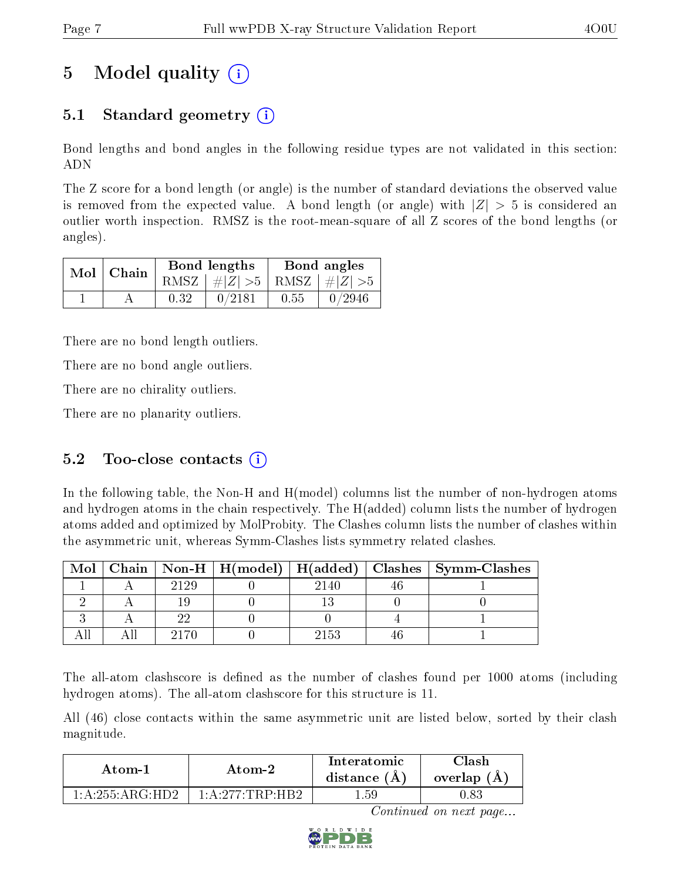# 5 Model quality (i)

## 5.1 Standard geometry (i)

Bond lengths and bond angles in the following residue types are not validated in this section: ADN

The Z score for a bond length (or angle) is the number of standard deviations the observed value is removed from the expected value. A bond length (or angle) with $|Z| > 5$ is considered an outlier worth inspection. RMSZ is the root-mean-square of all Z scores of the bond lengths (or angles).

| Mol | Chain | Bond lengths | | Bond angles | |
|---|---|---|---|---|---|
| | | RMSZ | $\#|Z|>5$ | RMSZ | $\#|Z|>5$ |
| 1 | A | 0.32 | 0/2181 | 0.55 | 0/2946 |

There are no bond length outliers.

There are no bond angle outliers.

There are no chirality outliers.

There are no planarity outliers.

## 5.2 Too-close contacts (i)

In the following table, the Non-H and H(model) columns list the number of non-hydrogen atoms and hydrogen atoms in the chain respectively. The H(added) column lists the number of hydrogen atoms added and optimized by MolProbity. The Clashes column lists the number of clashes within the asymmetric unit, whereas Symm-Clashes lists symmetry related clashes.

| Mol | Chain | Non-H | H(model) | H(added) | Clashes | Symm-Clashes |
|---|---|---|---|---|---|---|
| 1 | A | 2129 | 0 | 2140 | 46 | 1 |
| 2 | A | 19 | 0 | 13 | 0 | 0 |
| 3 | A | 22 | 0 | 0 | 4 | 1 |
| All | All | 2170 | 0 | 2153 | 46 | 1 |

The all-atom clashscore is defined as the number of clashes found per 1000 atoms (including hydrogen atoms). The all-atom clashscore for this structure is 11.

All (46) close contacts within the same asymmetric unit are listed below, sorted by their clash magnitude.

| Atom-1 | Atom-2 | Interatomic distance (Å) | Clash overlap (Å) |
|---|---|---|---|
| 1:A:255:ARG:HD2 | 1:A:277:TRP:HB2 | 1.59 | 0.83 |

*Continued on next page...*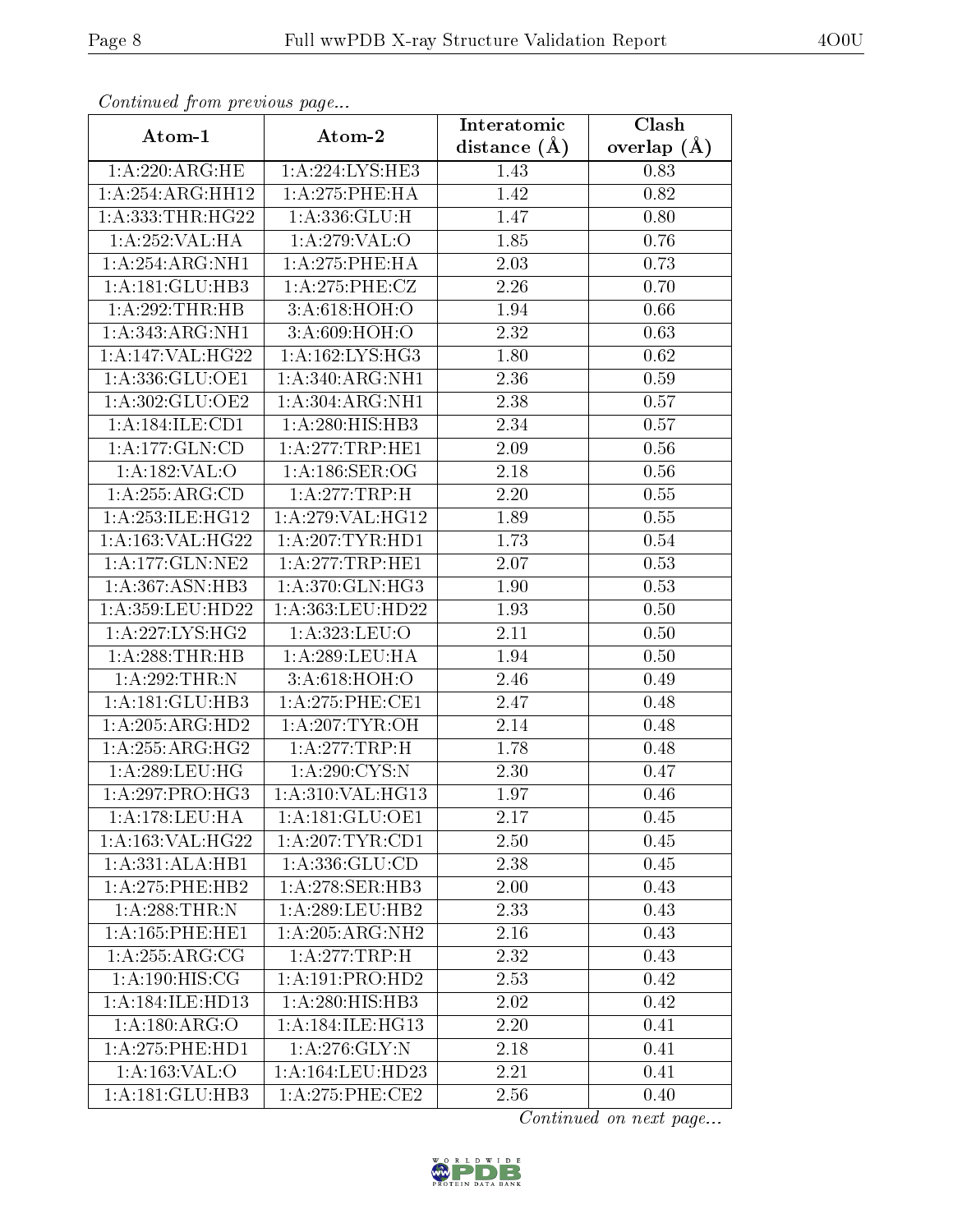*Continued from previous page...*

| Atom-1 | Atom-2 | Interatomic distance (Å) | Clash overlap (Å) |
|---|---|---|---|
| 1:A:220:ARG:HE | 1:A:224:LYS:HE3 | 1.43 | 0.83 |
| 1:A:254:ARG:HH12 | 1:A:275:PHE:HA | 1.42 | 0.82 |
| 1:A:333:THR:HG22 | 1:A:336:GLU:H | 1.47 | 0.80 |
| 1:A:252:VAL:HA | 1:A:279:VAL:O | 1.85 | 0.76 |
| 1:A:254:ARG:NH1 | 1:A:275:PHE:HA | 2.03 | 0.73 |
| 1:A:181:GLU:HB3 | 1:A:275:PHE:CZ | 2.26 | 0.70 |
| 1:A:292:THR:HB | 3:A:618:HOH:O | 1.94 | 0.66 |
| 1:A:343:ARG:NH1 | 3:A:609:HOH:O | 2.32 | 0.63 |
| 1:A:147:VAL:HG22 | 1:A:162:LYS:HG3 | 1.80 | 0.62 |
| 1:A:336:GLU:OE1 | 1:A:340:ARG:NH1 | 2.36 | 0.59 |
| 1:A:302:GLU:OE2 | 1:A:304:ARG:NH1 | 2.38 | 0.57 |
| 1:A:184:ILE:CD1 | 1:A:280:HIS:HB3 | 2.34 | 0.57 |
| 1:A:177:GLN:CD | 1:A:277:TRP:HE1 | 2.09 | 0.56 |
| 1:A:182:VAL:O | 1:A:186:SER:OG | 2.18 | 0.56 |
| 1:A:255:ARG:CD | 1:A:277:TRP:H | 2.20 | 0.55 |
| 1:A:253:ILE:HG12 | 1:A:279:VAL:HG12 | 1.89 | 0.55 |
| 1:A:163:VAL:HG22 | 1:A:207:TYR:HD1 | 1.73 | 0.54 |
| 1:A:177:GLN:NE2 | 1:A:277:TRP:HE1 | 2.07 | 0.53 |
| 1:A:367:ASN:HB3 | 1:A:370:GLN:HG3 | 1.90 | 0.53 |
| 1:A:359:LEU:HD22 | 1:A:363:LEU:HD22 | 1.93 | 0.50 |
| 1:A:227:LYS:HG2 | 1:A:323:LEU:O | 2.11 | 0.50 |
| 1:A:288:THR:HB | 1:A:289:LEU:HA | 1.94 | 0.50 |
| 1:A:292:THR:N | 3:A:618:HOH:O | 2.46 | 0.49 |
| 1:A:181:GLU:HB3 | 1:A:275:PHE:CE1 | 2.47 | 0.48 |
| 1:A:205:ARG:HD2 | 1:A:207:TYR:OH | 2.14 | 0.48 |
| 1:A:255:ARG:HG2 | 1:A:277:TRP:H | 1.78 | 0.48 |
| 1:A:289:LEU:HG | 1:A:290:CYS:N | 2.30 | 0.47 |
| 1:A:297:PRO:HG3 | 1:A:310:VAL:HG13 | 1.97 | 0.46 |
| 1:A:178:LEU:HA | 1:A:181:GLU:OE1 | 2.17 | 0.45 |
| 1:A:163:VAL:HG22 | 1:A:207:TYR:CD1 | 2.50 | 0.45 |
| 1:A:331:ALA:HB1 | 1:A:336:GLU:CD | 2.38 | 0.45 |
| 1:A:275:PHE:HB2 | 1:A:278:SER:HB3 | 2.00 | 0.43 |
| 1:A:288:THR:N | 1:A:289:LEU:HB2 | 2.33 | 0.43 |
| 1:A:165:PHE:HE1 | 1:A:205:ARG:NH2 | 2.16 | 0.43 |
| 1:A:255:ARG:CG | 1:A:277:TRP:H | 2.32 | 0.43 |
| 1:A:190:HIS:CG | 1:A:191:PRO:HD2 | 2.53 | 0.42 |
| 1:A:184:ILE:HD13 | 1:A:280:HIS:HB3 | 2.02 | 0.42 |
| 1:A:180:ARG:O | 1:A:184:ILE:HG13 | 2.20 | 0.41 |
| 1:A:275:PHE:HD1 | 1:A:276:GLY:N | 2.18 | 0.41 |
| 1:A:163:VAL:O | 1:A:164:LEU:HD23 | 2.21 | 0.41 |
| 1:A:181:GLU:HB3 | 1:A:275:PHE:CE2 | 2.56 | 0.40 |

*Continued on next page...*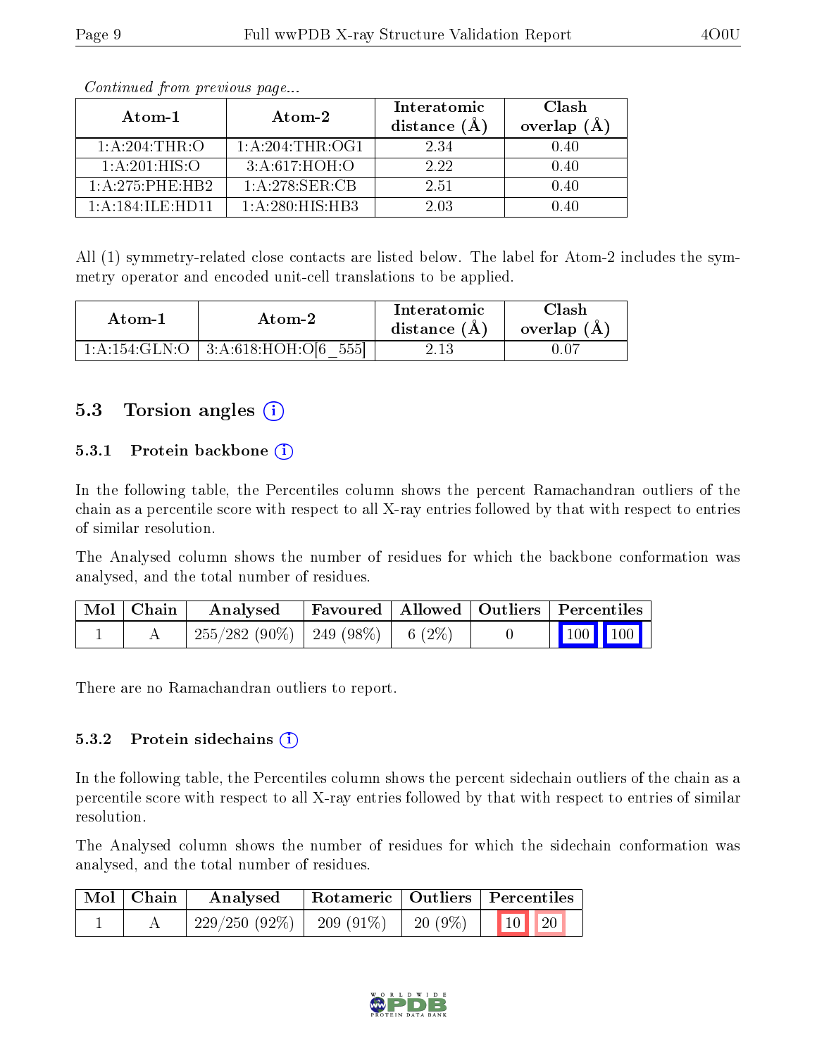*Continued from previous page...*

| Atom-1 | Atom-2 | Interatomic distance (Å) | Clash overlap (Å) |
|---|---|---|---|
| 1:A:204:THR:O | 1:A:204:THR:OG1 | 2.34 | 0.40 |
| 1:A:201:HIS:O | 3:A:617:HOH:O | 2.22 | 0.40 |
| 1:A:275:PHE:HB2 | 1:A:278:SER:CB | 2.51 | 0.40 |
| 1:A:184:ILE:HD11 | 1:A:280:HIS:HB3 | 2.03 | 0.40 |

All (1) symmetry-related close contacts are listed below. The label for Atom-2 includes the symmetry operator and encoded unit-cell translations to be applied.

| Atom-1 | Atom-2 | Interatomic distance (Å) | Clash overlap (Å) |
|---|---|---|---|
| 1:A:154:GLN:O | 3:A:618:HOH:O[6_555] | 2.13 | 0.07 |

## 5.3 Torsion angles

### 5.3.1 Protein backbone

In the following table, the Percentiles column shows the percent Ramachandran outliers of the chain as a percentile score with respect to all X-ray entries followed by that with respect to entries of similar resolution.

The Analysed column shows the number of residues for which the backbone conformation was analysed, and the total number of residues.

| Mol | Chain | Analysed | Favoured | Allowed | Outliers | Percentiles | |
|---|---|---|---|---|---|---|---|
| 1 | A | 255/282 (90%) | 249 (98%) | 6 (2%) | 0 | 100 | 100 |

There are no Ramachandran outliers to report.

### 5.3.2 Protein sidechains

In the following table, the Percentiles column shows the percent sidechain outliers of the chain as a percentile score with respect to all X-ray entries followed by that with respect to entries of similar resolution.

The Analysed column shows the number of residues for which the sidechain conformation was analysed, and the total number of residues.

| Mol | Chain | Analysed | Rotameric | Outliers | Percentiles | |
|---|---|---|---|---|---|---|
| 1 | A | 229/250 (92%) | 209 (91%) | 20 (9%) | 10 | 20 |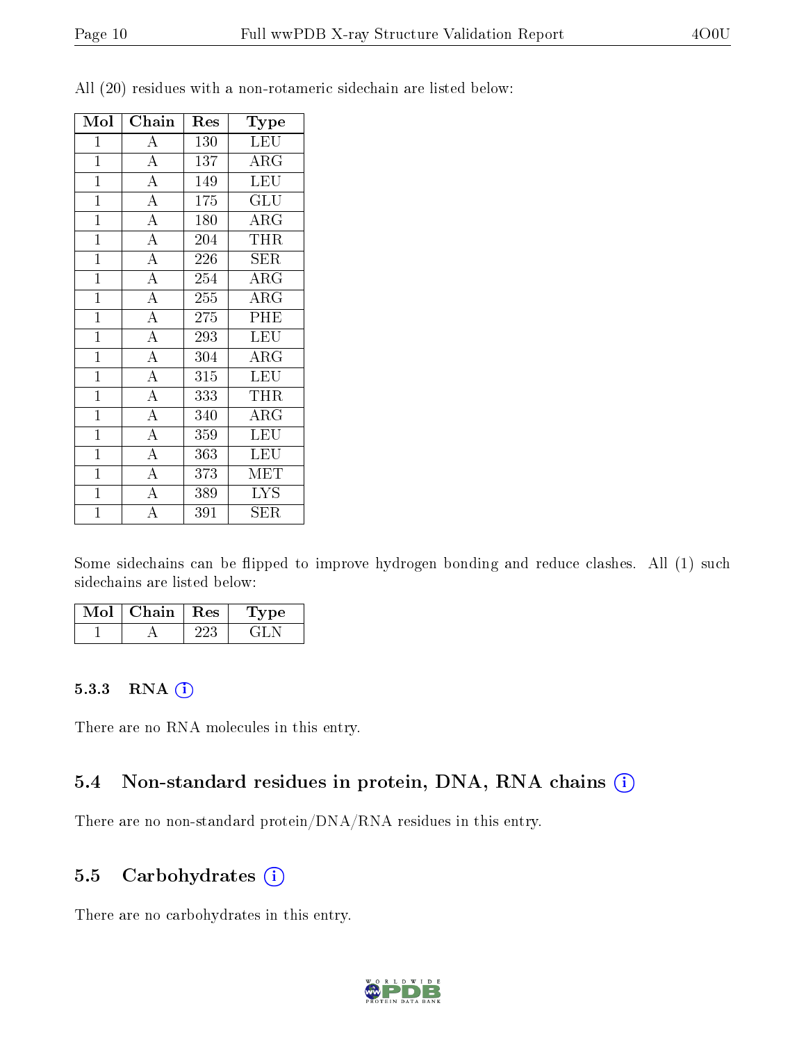All (20) residues with a non-rotameric sidechain are listed below:

| Mol | Chain | Res | Type |
|---|---|---|---|
| 1 | A | 130 | LEU |
| 1 | A | 137 | ARG |
| 1 | A | 149 | LEU |
| 1 | A | 175 | GLU |
| 1 | A | 180 | ARG |
| 1 | A | 204 | THR |
| 1 | A | 226 | SER |
| 1 | A | 254 | ARG |
| 1 | A | 255 | ARG |
| 1 | A | 275 | PHE |
| 1 | A | 293 | LEU |
| 1 | A | 304 | ARG |
| 1 | A | 315 | LEU |
| 1 | A | 333 | THR |
| 1 | A | 340 | ARG |
| 1 | A | 359 | LEU |
| 1 | A | 363 | LEU |
| 1 | A | 373 | MET |
| 1 | A | 389 | LYS |
| 1 | A | 391 | SER |

Some sidechains can be flipped to improve hydrogen bonding and reduce clashes. All (1) such sidechains are listed below:

| Mol | Chain | Res | Type |
|---|---|---|---|
| 1 | A | 223 | GLN |

### 5.3.3 RNA

There are no RNA molecules in this entry.

## 5.4 Non-standard residues in protein, DNA, RNA chains

There are no non-standard protein/DNA/RNA residues in this entry.

## 5.5 Carbohydrates

There are no carbohydrates in this entry.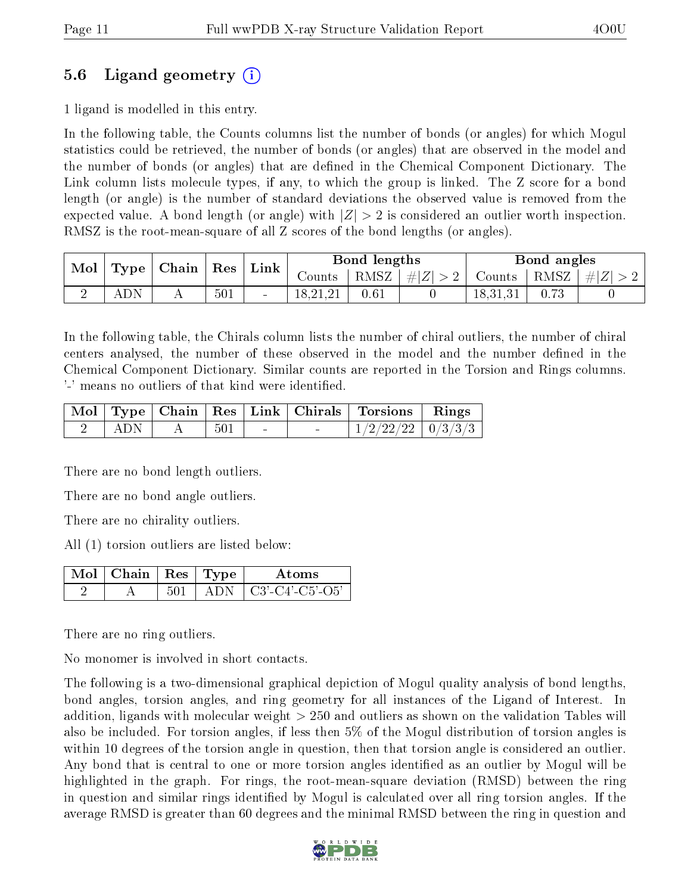## 5.6 Ligand geometry (i)

1 ligand is modelled in this entry.

In the following table, the Counts columns list the number of bonds (or angles) for which Mogul statistics could be retrieved, the number of bonds (or angles) that are observed in the model and the number of bonds (or angles) that are defined in the Chemical Component Dictionary. The Link column lists molecule types, if any, to which the group is linked. The Z score for a bond length (or angle) is the number of standard deviations the observed value is removed from the expected value. A bond length (or angle) with $|Z| > 2$ is considered an outlier worth inspection. RMSZ is the root-mean-square of all Z scores of the bond lengths (or angles).

| Mol | Type | Chain | Res | Link | Bond lengths | | | Bond angles | | |
|---|---|---|---|---|---|---|---|---|---|---|
| | | | | | Counts | RMSZ | $\#\|Z\| > 2$ | Counts | RMSZ | $\#\|Z\| > 2$ |
| 2 | ADN | A | 501 | - | 18,21,21 | 0.61 | 0 | 18,31,31 | 0.73 | 0 |

In the following table, the Chirals column lists the number of chiral outliers, the number of chiral centers analysed, the number of these observed in the model and the number defined in the Chemical Component Dictionary. Similar counts are reported in the Torsion and Rings columns. '-' means no outliers of that kind were identified.

| Mol | Type | Chain | Res | Link | Chirals | Torsions | Rings |
|---|---|---|---|---|---|---|---|
| 2 | ADN | A | 501 | - | - | 1/2/22/22 | 0/3/3/3 |

There are no bond length outliers.

There are no bond angle outliers.

There are no chirality outliers.

All (1) torsion outliers are listed below:

| Mol | Chain | Res | Type | Atoms |
|---|---|---|---|---|
| 2 | A | 501 | ADN | C3'-C4'-C5'-O5' |

There are no ring outliers.

No monomer is involved in short contacts.

The following is a two-dimensional graphical depiction of Mogul quality analysis of bond lengths, bond angles, torsion angles, and ring geometry for all instances of the Ligand of Interest. In addition, ligands with molecular weight > 250 and outliers as shown on the validation Tables will also be included. For torsion angles, if less then 5% of the Mogul distribution of torsion angles is within 10 degrees of the torsion angle in question, then that torsion angle is considered an outlier. Any bond that is central to one or more torsion angles identified as an outlier by Mogul will be highlighted in the graph. For rings, the root-mean-square deviation (RMSD) between the ring in question and similar rings identified by Mogul is calculated over all ring torsion angles. If the average RMSD is greater than 60 degrees and the minimal RMSD between the ring in question and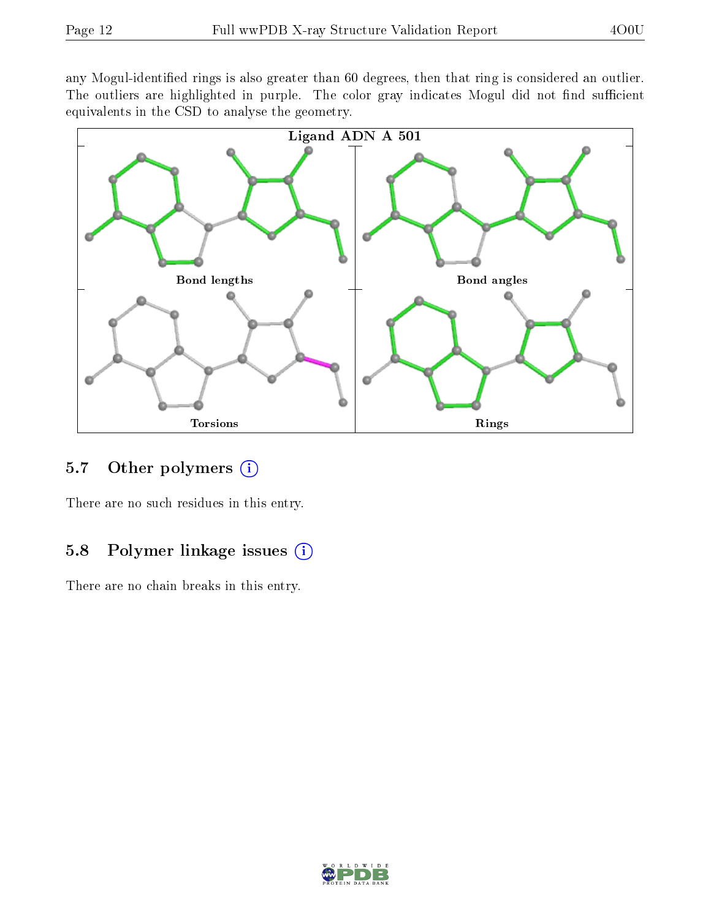any Mogul-identified rings is also greater than 60 degrees, then that ring is considered an outlier. The outliers are highlighted in purple. The color gray indicates Mogul did not find sufficient equivalents in the CSD to analyse the geometry.

Ligand ADN A 501

Bond lengths

Bond angles

Torsions

Rings

## 5.7 Other polymers

There are no such residues in this entry.

## 5.8 Polymer linkage issues

There are no chain breaks in this entry.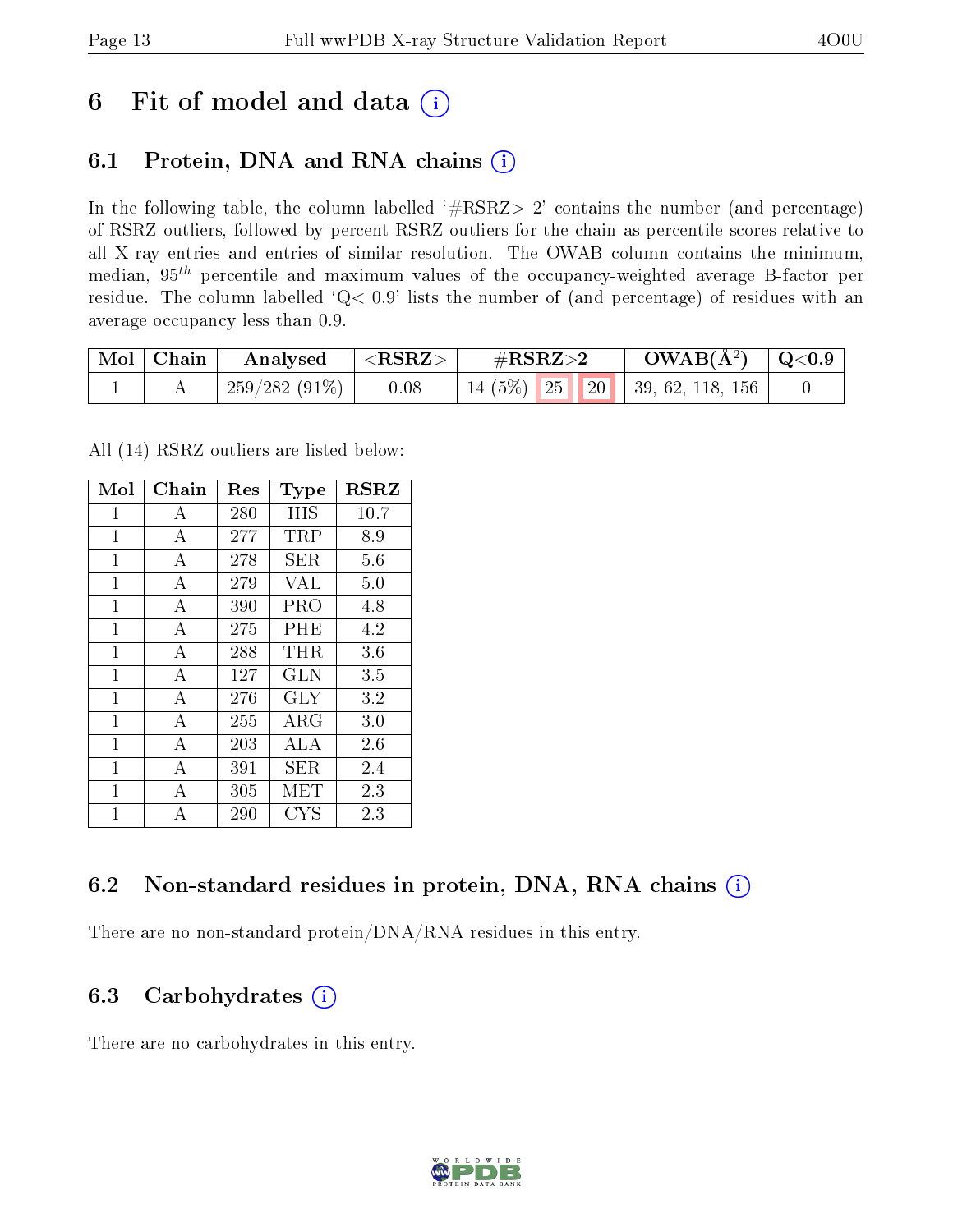# 6 Fit of model and data (i)

## 6.1 Protein, DNA and RNA chains (i)

In the following table, the column labelled '#RSRZ> 2' contains the number (and percentage) of RSRZ outliers, followed by percent RSRZ outliers for the chain as percentile scores relative to all X-ray entries and entries of similar resolution. The OWAB column contains the minimum, median, $95^{th}$ percentile and maximum values of the occupancy-weighted average B-factor per residue. The column labelled 'Q< 0.9' lists the number of (and percentage) of residues with an average occupancy less than 0.9.

| Mol | Chain | Analysed | <RSRZ> | #RSRZ>2 | | | OWAB($Å^2$) | Q<0.9 |
|---|---|---|---|---|---|---|---|---|
| 1 | A | 259/282 (91%) | 0.08 | 14 (5%) | 25 | 20 | 39, 62, 118, 156 | 0 |

All (14) RSRZ outliers are listed below:

| Mol | Chain | Res | Type | RSRZ |
|---|---|---|---|---|
| 1 | A | 280 | HIS | 10.7 |
| 1 | A | 277 | TRP | 8.9 |
| 1 | A | 278 | SER | 5.6 |
| 1 | A | 279 | VAL | 5.0 |
| 1 | A | 390 | PRO | 4.8 |
| 1 | A | 275 | PHE | 4.2 |
| 1 | A | 288 | THR | 3.6 |
| 1 | A | 127 | GLN | 3.5 |
| 1 | A | 276 | GLY | 3.2 |
| 1 | A | 255 | ARG | 3.0 |
| 1 | A | 203 | ALA | 2.6 |
| 1 | A | 391 | SER | 2.4 |
| 1 | A | 305 | MET | 2.3 |
| 1 | A | 290 | CYS | 2.3 |

## 6.2 Non-standard residues in protein, DNA, RNA chains (i)

There are no non-standard protein/DNA/RNA residues in this entry.

## 6.3 Carbohydrates (i)

There are no carbohydrates in this entry.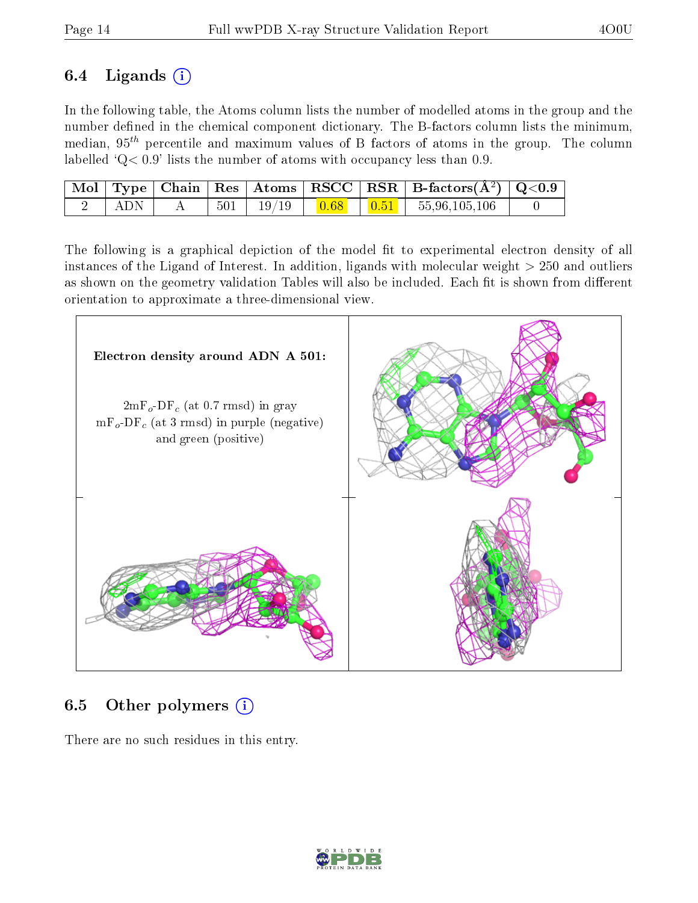## 6.4 Ligands

In the following table, the Atoms column lists the number of modelled atoms in the group and the number defined in the chemical component dictionary. The B-factors column lists the minimum, median, $95^{th}$ percentile and maximum values of B factors of atoms in the group. The column labelled 'Q< 0.9' lists the number of atoms with occupancy less than 0.9.

| Mol | Type | Chain | Res | Atoms | RSCC | RSR | B-factors($Å^2$) | Q<0.9 |
|---|---|---|---|---|---|---|---|---|
| 2 | ADN | A | 501 | 19/19 | 0.68 | 0.51 | 55,96,105,106 | 0 |

The following is a graphical depiction of the model fit to experimental electron density of all instances of the Ligand of Interest. In addition, ligands with molecular weight > 250 and outliers as shown on the geometry validation Tables will also be included. Each fit is shown from different orientation to approximate a three-dimensional view.

**Electron density around ADN A 501:**

$2mF_o$-$DF_c$ (at 0.7 rmsd) in gray
$mF_o$-$DF_c$ (at 3 rmsd) in purple (negative) and green (positive)

## 6.5 Other polymers

There are no such residues in this entry.